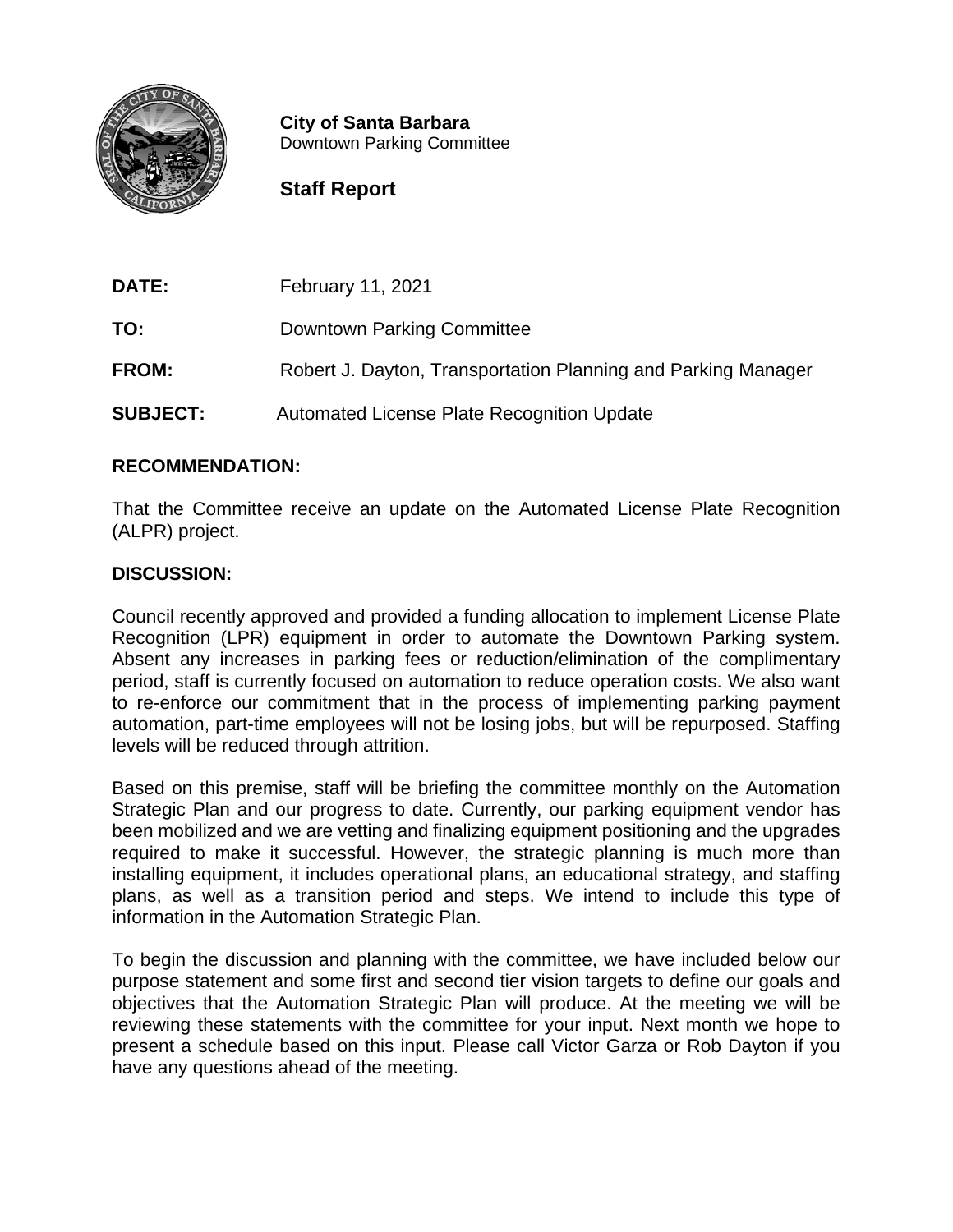**City of Santa Barbara**
Downtown Parking Committee

**Staff Report**

**DATE:** February 11, 2021

**TO:** Downtown Parking Committee

**FROM:** Robert J. Dayton, Transportation Planning and Parking Manager

**SUBJECT:** Automated License Plate Recognition Update

---

## RECOMMENDATION:

That the Committee receive an update on the Automated License Plate Recognition (ALPR) project.

## DISCUSSION:

Council recently approved and provided a funding allocation to implement License Plate Recognition (LPR) equipment in order to automate the Downtown Parking system. Absent any increases in parking fees or reduction/elimination of the complimentary period, staff is currently focused on automation to reduce operation costs. We also want to re-enforce our commitment that in the process of implementing parking payment automation, part-time employees will not be losing jobs, but will be repurposed. Staffing levels will be reduced through attrition.

Based on this premise, staff will be briefing the committee monthly on the Automation Strategic Plan and our progress to date. Currently, our parking equipment vendor has been mobilized and we are vetting and finalizing equipment positioning and the upgrades required to make it successful. However, the strategic planning is much more than installing equipment, it includes operational plans, an educational strategy, and staffing plans, as well as a transition period and steps. We intend to include this type of information in the Automation Strategic Plan.

To begin the discussion and planning with the committee, we have included below our purpose statement and some first and second tier vision targets to define our goals and objectives that the Automation Strategic Plan will produce. At the meeting we will be reviewing these statements with the committee for your input. Next month we hope to present a schedule based on this input. Please call Victor Garza or Rob Dayton if you have any questions ahead of the meeting.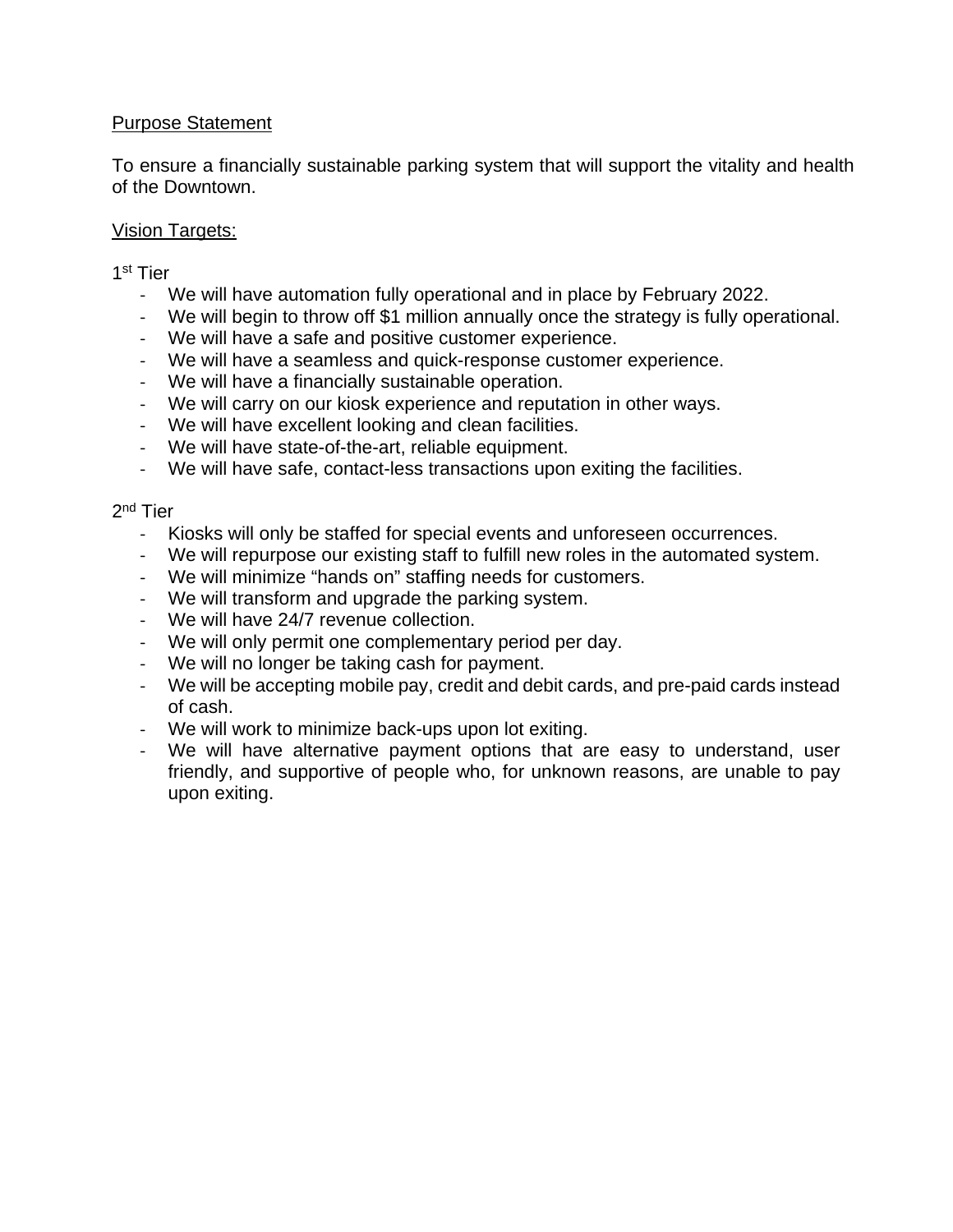<u>Purpose Statement</u>

To ensure a financially sustainable parking system that will support the vitality and health of the Downtown.

<u>Vision Targets:</u>

1st Tier

- We will have automation fully operational and in place by February 2022.
- We will begin to throw off $1 million annually once the strategy is fully operational.
- We will have a safe and positive customer experience.
- We will have a seamless and quick-response customer experience.
- We will have a financially sustainable operation.
- We will carry on our kiosk experience and reputation in other ways.
- We will have excellent looking and clean facilities.
- We will have state-of-the-art, reliable equipment.
- We will have safe, contact-less transactions upon exiting the facilities.

2nd Tier

- Kiosks will only be staffed for special events and unforeseen occurrences.
- We will repurpose our existing staff to fulfill new roles in the automated system.
- We will minimize “hands on” staffing needs for customers.
- We will transform and upgrade the parking system.
- We will have 24/7 revenue collection.
- We will only permit one complementary period per day.
- We will no longer be taking cash for payment.
- We will be accepting mobile pay, credit and debit cards, and pre-paid cards instead of cash.
- We will work to minimize back-ups upon lot exiting.
- We will have alternative payment options that are easy to understand, user friendly, and supportive of people who, for unknown reasons, are unable to pay upon exiting.